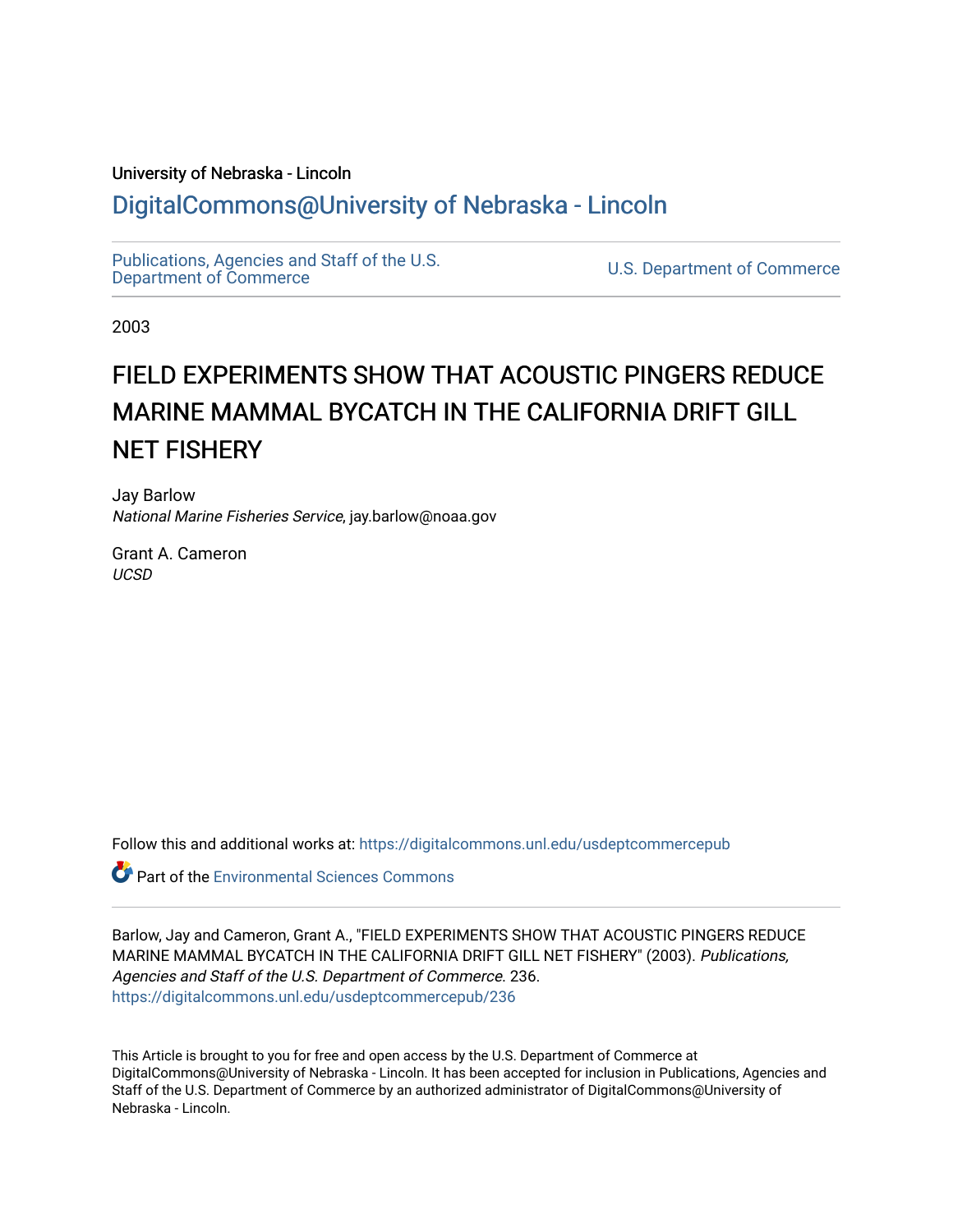University of Nebraska - Lincoln

## DigitalCommons@University of Nebraska - Lincoln

Publications, Agencies and Staff of the U.S. Department of Commerce

U.S. Department of Commerce

2003

# FIELD EXPERIMENTS SHOW THAT ACOUSTIC PINGERS REDUCE MARINE MAMMAL BYCATCH IN THE CALIFORNIA DRIFT GILL NET FISHERY

Jay Barlow
*National Marine Fisheries Service*, jay.barlow@noaa.gov

Grant A. Cameron
*UCSD*

Follow this and additional works at: https://digitalcommons.unl.edu/usdeptcommercepub

Part of the Environmental Sciences Commons

Barlow, Jay and Cameron, Grant A., "FIELD EXPERIMENTS SHOW THAT ACOUSTIC PINGERS REDUCE MARINE MAMMAL BYCATCH IN THE CALIFORNIA DRIFT GILL NET FISHERY" (2003). *Publications, Agencies and Staff of the U.S. Department of Commerce*. 236.
https://digitalcommons.unl.edu/usdeptcommercepub/236

This Article is brought to you for free and open access by the U.S. Department of Commerce at DigitalCommons@University of Nebraska - Lincoln. It has been accepted for inclusion in Publications, Agencies and Staff of the U.S. Department of Commerce by an authorized administrator of DigitalCommons@University of Nebraska - Lincoln.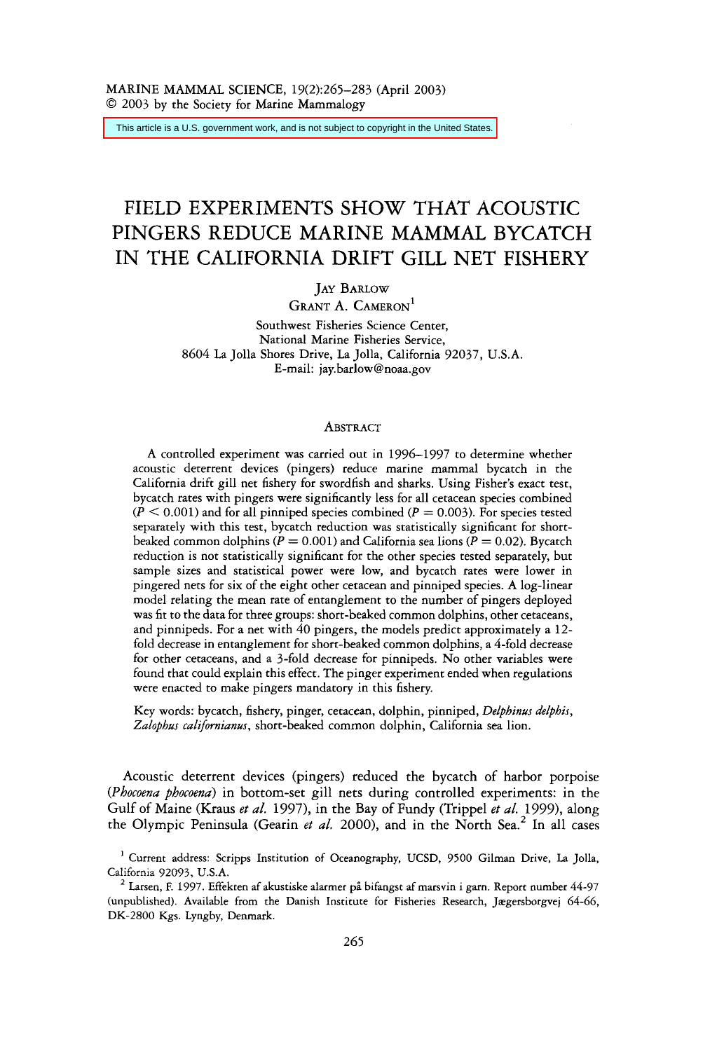This article is a U.S. government work, and is not subject to copyright in the United States.

# FIELD EXPERIMENTS SHOW THAT ACOUSTIC PINGERS REDUCE MARINE MAMMAL BYCATCH IN THE CALIFORNIA DRIFT GILL NET FISHERY

JAY BARLOW

GRANT A. CAMERON[1]

Southwest Fisheries Science Center,
National Marine Fisheries Service,
8604 La Jolla Shores Drive, La Jolla, California 92037, U.S.A.
E-mail: jay.barlow@noaa.gov

## ABSTRACT

A controlled experiment was carried out in 1996–1997 to determine whether acoustic deterrent devices (pingers) reduce marine mammal bycatch in the California drift gill net fishery for swordfish and sharks. Using Fisher's exact test, bycatch rates with pingers were significantly less for all cetacean species combined ($P < 0.001$) and for all pinniped species combined ($P = 0.003$). For species tested separately with this test, bycatch reduction was statistically significant for short-beaked common dolphins ($P = 0.001$) and California sea lions ($P = 0.02$). Bycatch reduction is not statistically significant for the other species tested separately, but sample sizes and statistical power were low, and bycatch rates were lower in pingered nets for six of the eight other cetacean and pinniped species. A log-linear model relating the mean rate of entanglement to the number of pingers deployed was fit to the data for three groups: short-beaked common dolphins, other cetaceans, and pinnipeds. For a net with 40 pingers, the models predict approximately a 12-fold decrease in entanglement for short-beaked common dolphins, a 4-fold decrease for other cetaceans, and a 3-fold decrease for pinnipeds. No other variables were found that could explain this effect. The pinger experiment ended when regulations were enacted to make pingers mandatory in this fishery.

Key words: bycatch, fishery, pinger, cetacean, dolphin, pinniped, *Delphinus delphis*, *Zalophus californianus*, short-beaked common dolphin, California sea lion.

Acoustic deterrent devices (pingers) reduced the bycatch of harbor porpoise (*Phocoena phocoena*) in bottom-set gill nets during controlled experiments: in the Gulf of Maine (Kraus *et al.* 1997), in the Bay of Fundy (Trippel *et al.* 1999), along the Olympic Peninsula (Gearin *et al.* 2000), and in the North Sea.[2] In all cases

[1] Current address: Scripps Institution of Oceanography, UCSD, 9500 Gilman Drive, La Jolla, California 92093, U.S.A.

[2] Larsen, F. 1997. Effekten af akustiske alarmer på bifangst af marsvin i garn. Report number 44-97 (unpublished). Available from the Danish Institute for Fisheries Research, Jægersborgvej 64-66, DK-2800 Kgs. Lyngby, Denmark.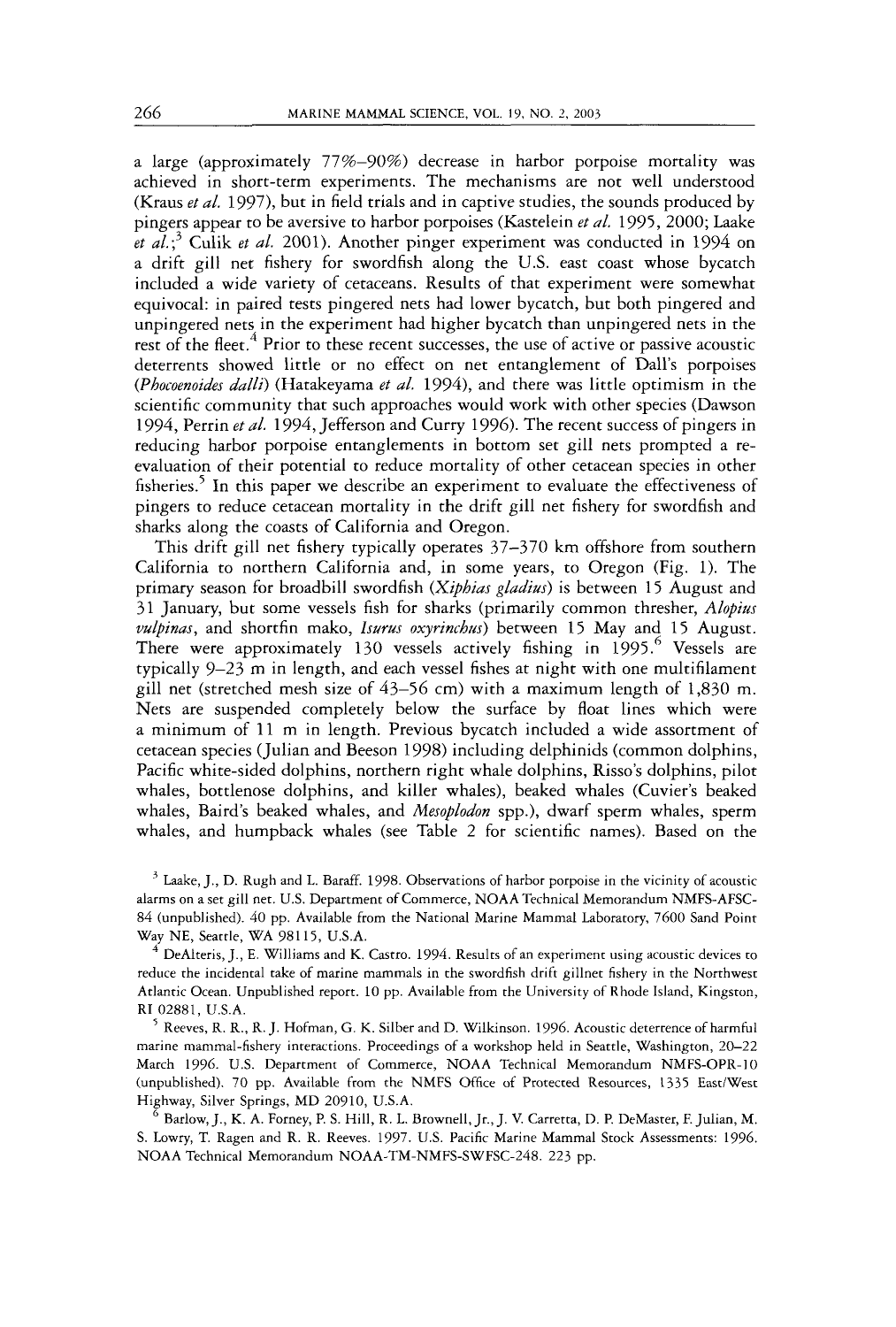a large (approximately 77%–90%) decrease in harbor porpoise mortality was achieved in short-term experiments. The mechanisms are not well understood (Kraus *et al.* 1997), but in field trials and in captive studies, the sounds produced by pingers appear to be aversive to harbor porpoises (Kastelein *et al.* 1995, 2000; Laake *et al.*;[3] Culik *et al.* 2001). Another pinger experiment was conducted in 1994 on a drift gill net fishery for swordfish along the U.S. east coast whose bycatch included a wide variety of cetaceans. Results of that experiment were somewhat equivocal: in paired tests pingered nets had lower bycatch, but both pingered and unpingered nets in the experiment had higher bycatch than unpingered nets in the rest of the fleet.[4] Prior to these recent successes, the use of active or passive acoustic deterrents showed little or no effect on net entanglement of Dall's porpoises (*Phocoenoides dalli*) (Hatakeyama *et al.* 1994), and there was little optimism in the scientific community that such approaches would work with other species (Dawson 1994, Perrin *et al.* 1994, Jefferson and Curry 1996). The recent success of pingers in reducing harbor porpoise entanglements in bottom set gill nets prompted a re-evaluation of their potential to reduce mortality of other cetacean species in other fisheries.[5] In this paper we describe an experiment to evaluate the effectiveness of pingers to reduce cetacean mortality in the drift gill net fishery for swordfish and sharks along the coasts of California and Oregon.

This drift gill net fishery typically operates 37–370 km offshore from southern California to northern California and, in some years, to Oregon (Fig. 1). The primary season for broadbill swordfish (*Xiphias gladius*) is between 15 August and 31 January, but some vessels fish for sharks (primarily common thresher, *Alopius vulpinas*, and shortfin mako, *Isurus oxyrinchus*) between 15 May and 15 August. There were approximately 130 vessels actively fishing in 1995.[6] Vessels are typically 9–23 m in length, and each vessel fishes at night with one multifilament gill net (stretched mesh size of 43–56 cm) with a maximum length of 1,830 m. Nets are suspended completely below the surface by float lines which were a minimum of 11 m in length. Previous bycatch included a wide assortment of cetacean species (Julian and Beeson 1998) including delphinids (common dolphins, Pacific white-sided dolphins, northern right whale dolphins, Risso's dolphins, pilot whales, bottlenose dolphins, and killer whales), beaked whales (Cuvier's beaked whales, Baird's beaked whales, and *Mesoplodon* spp.), dwarf sperm whales, sperm whales, and humpback whales (see Table 2 for scientific names). Based on the

[3] Laake, J., D. Rugh and L. Baraff. 1998. Observations of harbor porpoise in the vicinity of acoustic alarms on a set gill net. U.S. Department of Commerce, NOAA Technical Memorandum NMFS-AFSC-84 (unpublished). 40 pp. Available from the National Marine Mammal Laboratory, 7600 Sand Point Way NE, Seattle, WA 98115, U.S.A.

[4] DeAlteris, J., E. Williams and K. Castro. 1994. Results of an experiment using acoustic devices to reduce the incidental take of marine mammals in the swordfish drift gillnet fishery in the Northwest Atlantic Ocean. Unpublished report. 10 pp. Available from the University of Rhode Island, Kingston, RI 02881, U.S.A.

[5] Reeves, R. R., R. J. Hofman, G. K. Silber and D. Wilkinson. 1996. Acoustic deterrence of harmful marine mammal-fishery interactions. Proceedings of a workshop held in Seattle, Washington, 20–22 March 1996. U.S. Department of Commerce, NOAA Technical Memorandum NMFS-OPR-10 (unpublished). 70 pp. Available from the NMFS Office of Protected Resources, 1335 East/West Highway, Silver Springs, MD 20910, U.S.A.

[6] Barlow, J., K. A. Forney, P. S. Hill, R. L. Brownell, Jr., J. V. Carretta, D. P. DeMaster, F. Julian, M. S. Lowry, T. Ragen and R. R. Reeves. 1997. U.S. Pacific Marine Mammal Stock Assessments: 1996. NOAA Technical Memorandum NOAA-TM-NMFS-SWFSC-248. 223 pp.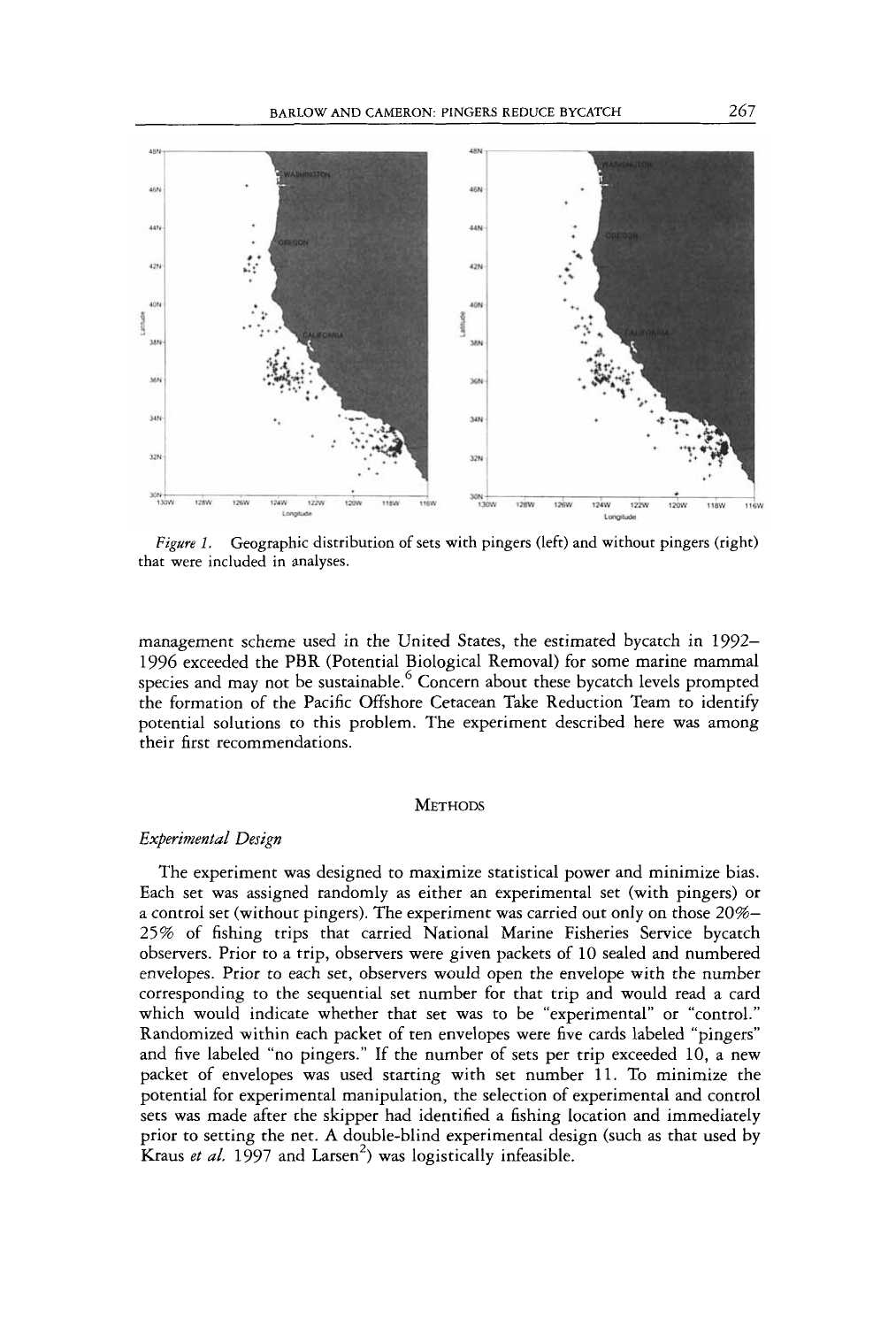*Figure 1.* Geographic distribution of sets with pingers (left) and without pingers (right) that were included in analyses.

management scheme used in the United States, the estimated bycatch in 1992–1996 exceeded the PBR (Potential Biological Removal) for some marine mammal species and may not be sustainable.[6] Concern about these bycatch levels prompted the formation of the Pacific Offshore Cetacean Take Reduction Team to identify potential solutions to this problem. The experiment described here was among their first recommendations.

## Methods

### *Experimental Design*

The experiment was designed to maximize statistical power and minimize bias. Each set was assigned randomly as either an experimental set (with pingers) or a control set (without pingers). The experiment was carried out only on those 20%–25% of fishing trips that carried National Marine Fisheries Service bycatch observers. Prior to a trip, observers were given packets of 10 sealed and numbered envelopes. Prior to each set, observers would open the envelope with the number corresponding to the sequential set number for that trip and would read a card which would indicate whether that set was to be "experimental" or "control." Randomized within each packet of ten envelopes were five cards labeled "pingers" and five labeled "no pingers." If the number of sets per trip exceeded 10, a new packet of envelopes was used starting with set number 11. To minimize the potential for experimental manipulation, the selection of experimental and control sets was made after the skipper had identified a fishing location and immediately prior to setting the net. A double-blind experimental design (such as that used by Kraus *et al.* 1997 and Larsen[2]) was logistically infeasible.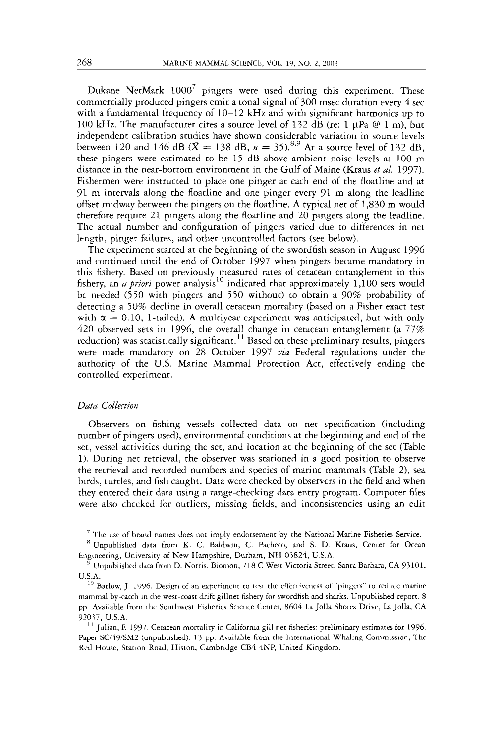Dukane NetMark 1000[7] pingers were used during this experiment. These commercially produced pingers emit a tonal signal of 300 msec duration every 4 sec with a fundamental frequency of 10–12 kHz and with significant harmonics up to 100 kHz. The manufacturer cites a source level of 132 dB (re: 1 μPa @ 1 m), but independent calibration studies have shown considerable variation in source levels between 120 and 146 dB ($\bar{X}$ = 138 dB, $n$ = 35).[8,9] At a source level of 132 dB, these pingers were estimated to be 15 dB above ambient noise levels at 100 m distance in the near-bottom environment in the Gulf of Maine (Kraus *et al.* 1997). Fishermen were instructed to place one pinger at each end of the floatline and at 91 m intervals along the floatline and one pinger every 91 m along the leadline offset midway between the pingers on the floatline. A typical net of 1,830 m would therefore require 21 pingers along the floatline and 20 pingers along the leadline. The actual number and configuration of pingers varied due to differences in net length, pinger failures, and other uncontrolled factors (see below).

The experiment started at the beginning of the swordfish season in August 1996 and continued until the end of October 1997 when pingers became mandatory in this fishery. Based on previously measured rates of cetacean entanglement in this fishery, an *a priori* power analysis[10] indicated that approximately 1,100 sets would be needed (550 with pingers and 550 without) to obtain a 90% probability of detecting a 50% decline in overall cetacean mortality (based on a Fisher exact test with $\alpha = 0.10$, 1-tailed). A multiyear experiment was anticipated, but with only 420 observed sets in 1996, the overall change in cetacean entanglement (a 77% reduction) was statistically significant.[11] Based on these preliminary results, pingers were made mandatory on 28 October 1997 *via* Federal regulations under the authority of the U.S. Marine Mammal Protection Act, effectively ending the controlled experiment.

### *Data Collection*

Observers on fishing vessels collected data on net specification (including number of pingers used), environmental conditions at the beginning and end of the set, vessel activities during the set, and location at the beginning of the set (Table 1). During net retrieval, the observer was stationed in a good position to observe the retrieval and recorded numbers and species of marine mammals (Table 2), sea birds, turtles, and fish caught. Data were checked by observers in the field and when they entered their data using a range-checking data entry program. Computer files were also checked for outliers, missing fields, and inconsistencies using an edit

[7] The use of brand names does not imply endorsement by the National Marine Fisheries Service.

[8] Unpublished data from K. C. Baldwin, C. Pacheco, and S. D. Kraus, Center for Ocean Engineering, University of New Hampshire, Durham, NH 03824, U.S.A.

[9] Unpublished data from D. Norris, Biomon, 718 C West Victoria Street, Santa Barbara, CA 93101, U.S.A.

[10] Barlow, J. 1996. Design of an experiment to test the effectiveness of "pingers" to reduce marine mammal by-catch in the west-coast drift gillnet fishery for swordfish and sharks. Unpublished report. 8 pp. Available from the Southwest Fisheries Science Center, 8604 La Jolla Shores Drive, La Jolla, CA 92037, U.S.A.

[11] Julian, F. 1997. Cetacean mortality in California gill net fisheries: preliminary estimates for 1996. Paper SC/49/SM2 (unpublished). 13 pp. Available from the International Whaling Commission, The Red House, Station Road, Histon, Cambridge CB4 4NP, United Kingdom.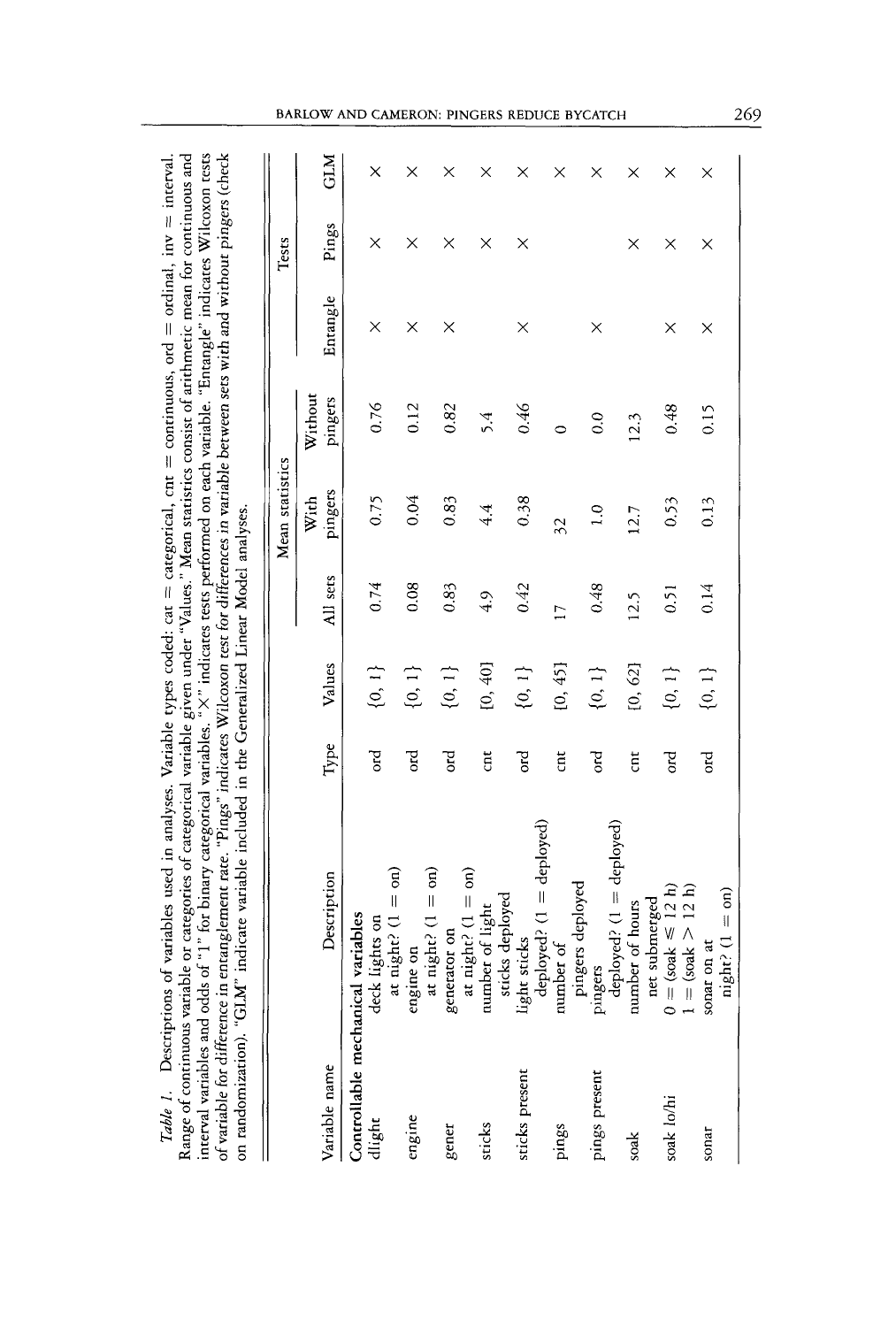*Table 1.* Descriptions of variables used in analyses. Variable types coded: cat = categorical, cnt = continuous, ord = ordinal, inv = interval. Range of continuous variable or categories of categorical variable given under "Values." Mean statistics consist of arithmetic mean for continuous and interval variables and odds of "1" for binary categorical variables. "X" indicates tests performed on each variable. "Entangle" indicates Wilcoxon tests of variable for difference in entanglement rate. "Pings" indicates Wilcoxon test for differences in variable between sets with and without pingers (check on randomization). "GLM" indicate variable included in the Generalized Linear Model analyses.

| Variable name | Description | Type | Values | Mean statistics | | | Tests | | |
|---|---|---|---|---|---|---|---|---|---|
| | | | | All sets | With pingers | Without pingers | Entangle | Pings | GLM |
| **Controllable mechanical variables** | | | | | | | | | |
| dlight | deck lights on at night? (1 = on) | ord | {0, 1} | 0.74 | 0.75 | 0.76 | × | × | × |
| engine | engine on at night? (1 = on) | ord | {0, 1} | 0.08 | 0.04 | 0.12 | × | × | × |
| gener | generator on at night? (1 = on) | ord | {0, 1} | 0.83 | 0.83 | 0.82 | × | × | × |
| sticks | number of light sticks deployed | cnt | [0, 40] | 4.9 | 4.4 | 5.4 | | × | × |
| sticks present | light sticks deployed? (1 = deployed) | ord | {0, 1} | 0.42 | 0.38 | 0.46 | × | × | × |
| pings | number of pingers deployed | cnt | [0, 45] | 17 | 32 | 0 | | | × |
| pings present | pingers deployed? (1 = deployed) | ord | {0, 1} | 0.48 | 1.0 | 0.0 | × | | × |
| soak | number of hours net submerged | cnt | [0, 62] | 12.5 | 12.7 | 12.3 | | × | × |
| soak lo/hi | 0 = (soak ⩽ 12 h) 1 = (soak > 12 h) | ord | {0, 1} | 0.51 | 0.53 | 0.48 | × | × | × |
| sonar | sonar on at night? (1 = on) | ord | {0, 1} | 0.14 | 0.13 | 0.15 | × | × | × |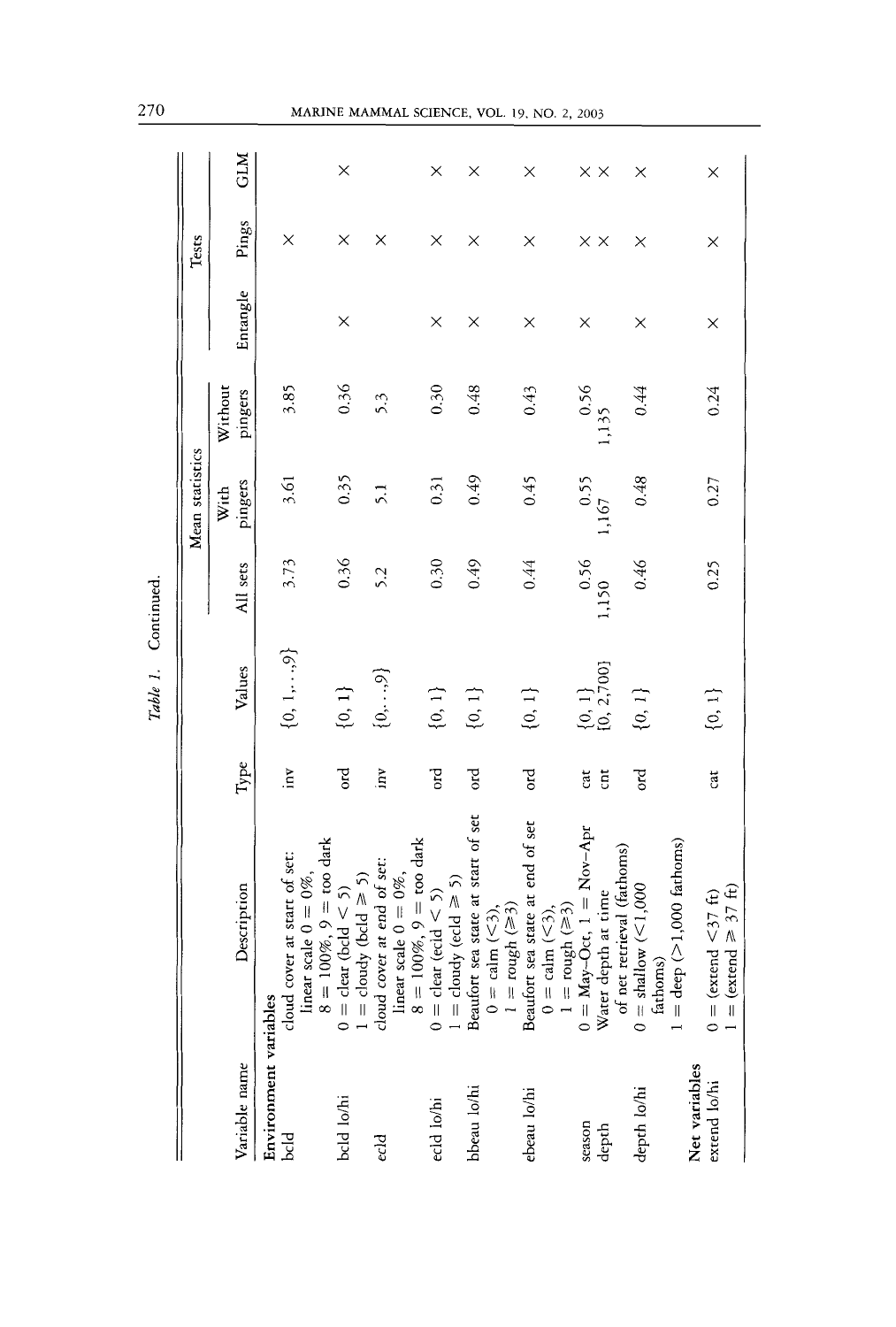Table 1. Continued.

| Variable name | Description | Type | Values | Mean statistics | | | Tests | | |
|---|---|---|---|---|---|---|---|---|---|
| | | | | All sets | With pingers | Without pingers | Entangle | Pings | GLM |
| **Environment variables** | | | | | | | | | |
| bcld | cloud cover at start of set: linear scale 0 = 0%, 8 = 100%, 9 = too dark | inv | {0, 1,. . .,9} | 3.73 | 3.61 | 3.85 | | × | |
| bcld lo/hi | 0 = clear (bcld < 5) 1 = cloudy (bcld ⩾ 5) | ord | {0, 1} | 0.36 | 0.35 | 0.36 | × | × | × |
| ecld | cloud cover at end of set: linear scale 0 = 0%, 8 = 100%, 9 = too dark | inv | {0,. . .,9} | 5.2 | 5.1 | 5.3 | | × | |
| ecld lo/hi | 0 = clear (ecld < 5) 1 = cloudy (ecld ⩾ 5) | ord | {0, 1} | 0.30 | 0.31 | 0.30 | × | × | × |
| bbeau lo/hi | Beaufort sea state at start of set 0 = calm (<3), 1 = rough (⩾3) | ord | {0, 1} | 0.49 | 0.49 | 0.48 | × | × | × |
| ebeau lo/hi | Beaufort sea state at end of set 0 = calm (<3), 1 = rough (⩾3) | ord | {0, 1} | 0.44 | 0.45 | 0.43 | × | × | × |
| season | 0 = May–Oct, 1 = Nov–Apr | cat | {0, 1} | 0.56 | 0.55 | 0.56 | × | × | × |
| depth | Water depth at time of net retrieval (fathoms) | cnt | [0, 2,700] | 1,150 | 1,167 | 1,135 | | × | × |
| depth lo/hi | 0 = shallow (<1,000 fathoms) 1 = deep (>1,000 fathoms) | ord | {0, 1} | 0.46 | 0.48 | 0.44 | × | × | × |
| **Net variables** | | | | | | | | | |
| extend lo/hi | 0 = (extend <37 ft) 1 = (extend ⩾ 37 ft) | cat | {0, 1} | 0.25 | 0.27 | 0.24 | × | × | × |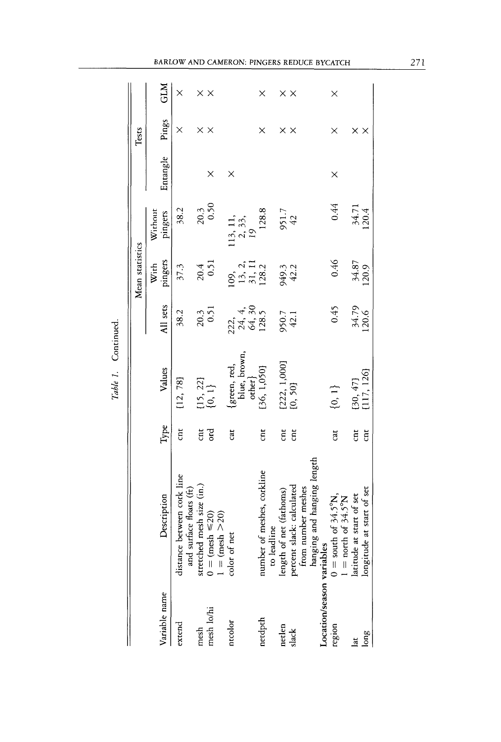*Table 1.* Continued.

| Variable name | Description | Type | Values | Mean statistics | | | Tests | | |
|---|---|---|---|---|---|---|---|---|---|
| | | | | All sets | With pingers | Without pingers | Entangle | Pings | GLM |
| extend | distance between cork line and surface floats (ft) | cnt | [12, 78] | 38.2 | 37.3 | 38.2 | | × | × |
| mesh | stretched mesh size (in.) | cnt | [15, 22] | 20.3 | 20.4 | 20.3 | | × | × |
| mesh lo/hi | 0 = (mesh ≤20) 1 = (mesh >20) | ord | {0, 1} | 0.51 | 0.51 | 0.50 | × | × | × |
| ntcolor | color of net | cat | {green, red, blue, brown, other} | 222, 24, 4, 64, 30 | 109, 13, 2, 31, 11 | 113, 11, 2, 33, 19 | × | | |
| netdpth | number of meshes, corkline to leadline | cnt | [36, 1,050] | 128.5 | 128.2 | 128.8 | | × | × |
| netlen | length of net (fathoms) | cnt | [222, 1,000] | 950.7 | 949.3 | 951.7 | | × | × |
| slack | percent slack: calculated from number meshes hanging and hanging length | cnt | [0, 50] | 42.1 | 42.2 | 42 | | × | × |
| **Location/season variables** | | | | | | | | | |
| region | 0 = south of 34.5°N, 1 = north of 34.5°N | cat | {0, 1} | 0.45 | 0.46 | 0.44 | × | × | × |
| lat | latitude at start of set | cnt | [30, 47] | 34.79 | 34.87 | 34.71 | | × | |
| long | longitude at start of set | cnt | [117, 126] | 120.6 | 120.9 | 120.4 | | × | |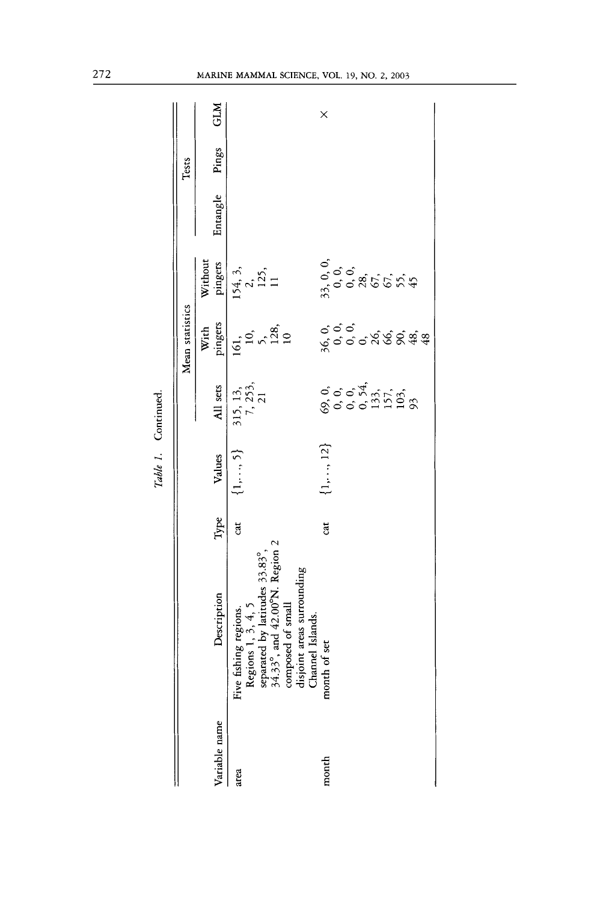*Table 1.* Continued.

| Variable name | Description | Type | Values | Mean statistics | | | Tests | | |
|---|---|---|---|---|---|---|---|---|---|
| | | | | All sets | With pingers | Without pingers | Entangle | Pings | GLM |
| area | Five fishing regions. Regions 1, 3, 4, 5 separated by latitudes 33.83°, 34.33°, and 42.00°N. Region 2 composed of small disjoint areas surrounding Channel Islands. | cat | {1,..., 5} | 315, 13, 7, 253, 21 | 161, 10, 5, 128, 10 | 154, 3, 2, 125, 11 | | | |
| month | month of set | cat | {1,..., 12} | 69, 0, 0, 0, 0, 0, 0, 54, 133, 157, 103, 93 | 36, 0, 0, 0, 0, 0, 0, 26, 66, 90, 48, 48 | 33, 0, 0, 0, 0, 0, 0, 28, 67, 67, 55, 45 | | | × |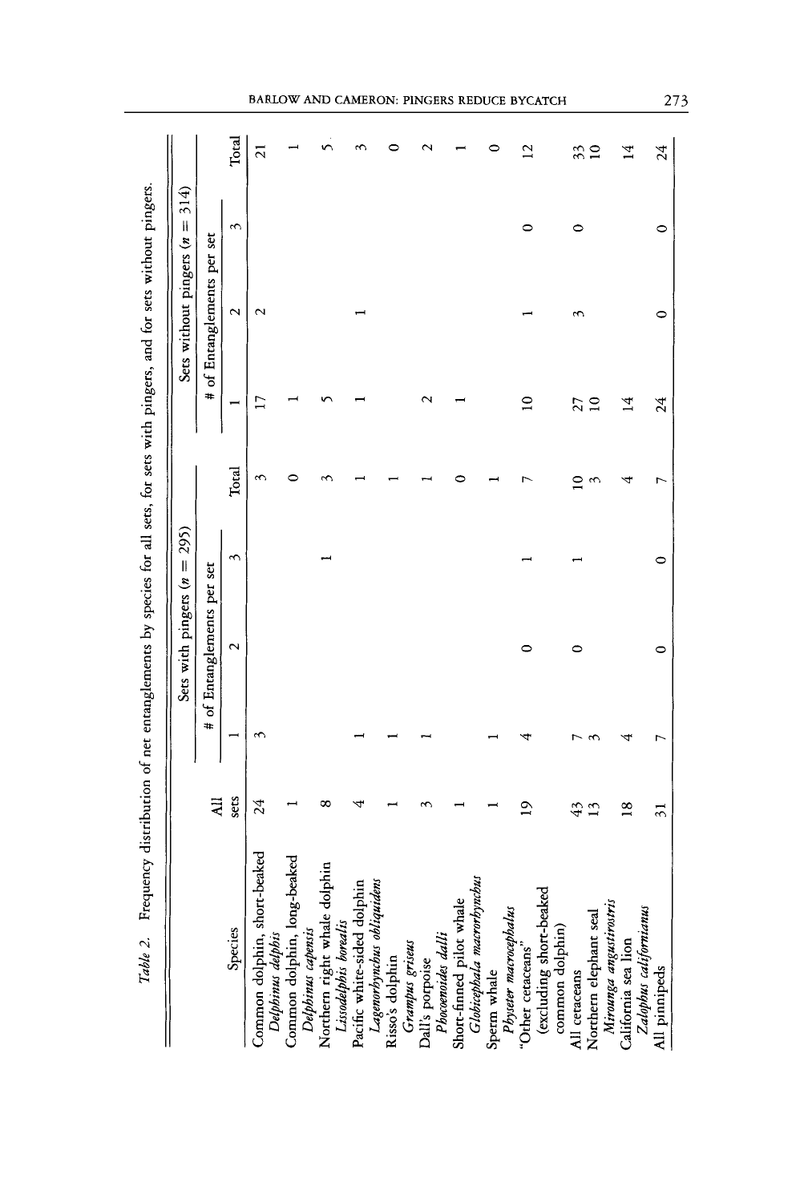*Table 2.* Frequency distribution of net entanglements by species for all sets, for sets with pingers, and for sets without pingers.

| Species | All sets | Sets with pingers ($n$ = 295) | | | | Sets without pingers ($n$ = 314) | | | |
|---|---|---|---|---|---|---|---|---|---|
| | | # of Entanglements per set | | | | # of Entanglements per set | | | |
| | | 1 | 2 | 3 | Total | 1 | 2 | 3 | Total |
| Common dolphin, short-beaked *Delphinus delphis* | 24 | 3 | | | 3 | 17 | 2 | | 21 |
| Common dolphin, long-beaked *Delphinus capensis* | 1 | | | | 0 | 1 | | | 1 |
| Northern right whale dolphin *Lissodelphis borealis* | 8 | | | 1 | 3 | 5 | | | 5 |
| Pacific white-sided dolphin *Lagenorhynchus obliquidens* | 4 | 1 | | | 1 | 1 | 1 | | 3 |
| Risso's dolphin *Grampus griseus* | 1 | 1 | | | 1 | | | | 0 |
| Dall's porpoise *Phocoenoides dalli* | 3 | 1 | | | 1 | 2 | | | 2 |
| Short-finned pilot whale *Globicephala macrorhynchus* | 1 | | | | 0 | 1 | | | 1 |
| Sperm whale *Physeter macrocephalus* | 1 | 1 | | | 1 | | | | 0 |
| "Other cetaceans" (excluding short-beaked common dolphin) | 19 | 4 | 0 | 1 | 7 | 10 | 1 | 0 | 12 |
| All cetaceans | 43 | 7 | 0 | 1 | 10 | 27 | 3 | 0 | 33 |
| Northern elephant seal *Mirounga angustirostris* | 13 | 3 | | | 3 | 10 | | | 10 |
| California sea lion *Zalophus californianus* | 18 | 4 | | | 4 | 14 | | | 14 |
| All pinnipeds | 31 | 7 | 0 | 0 | 7 | 24 | 0 | 0 | 24 |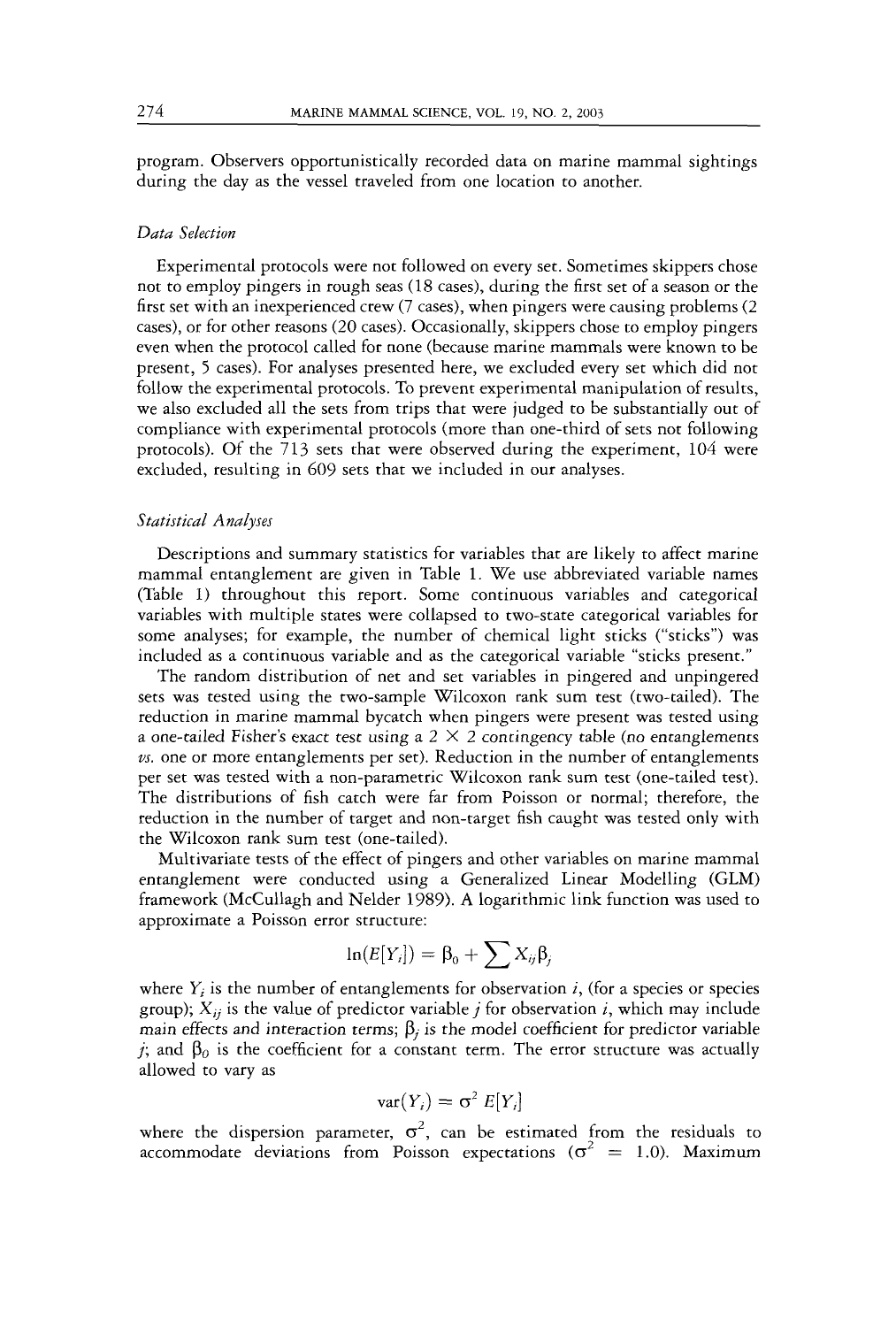program. Observers opportunistically recorded data on marine mammal sightings during the day as the vessel traveled from one location to another.

### *Data Selection*

Experimental protocols were not followed on every set. Sometimes skippers chose not to employ pingers in rough seas (18 cases), during the first set of a season or the first set with an inexperienced crew (7 cases), when pingers were causing problems (2 cases), or for other reasons (20 cases). Occasionally, skippers chose to employ pingers even when the protocol called for none (because marine mammals were known to be present, 5 cases). For analyses presented here, we excluded every set which did not follow the experimental protocols. To prevent experimental manipulation of results, we also excluded all the sets from trips that were judged to be substantially out of compliance with experimental protocols (more than one-third of sets not following protocols). Of the 713 sets that were observed during the experiment, 104 were excluded, resulting in 609 sets that we included in our analyses.

### *Statistical Analyses*

Descriptions and summary statistics for variables that are likely to affect marine mammal entanglement are given in Table 1. We use abbreviated variable names (Table 1) throughout this report. Some continuous variables and categorical variables with multiple states were collapsed to two-state categorical variables for some analyses; for example, the number of chemical light sticks ("sticks") was included as a continuous variable and as the categorical variable "sticks present."

The random distribution of net and set variables in pingered and unpingered sets was tested using the two-sample Wilcoxon rank sum test (two-tailed). The reduction in marine mammal bycatch when pingers were present was tested using a one-tailed Fisher's exact test using a $2 \times 2$ contingency table (no entanglements *vs.* one or more entanglements per set). Reduction in the number of entanglements per set was tested with a non-parametric Wilcoxon rank sum test (one-tailed test). The distributions of fish catch were far from Poisson or normal; therefore, the reduction in the number of target and non-target fish caught was tested only with the Wilcoxon rank sum test (one-tailed).

Multivariate tests of the effect of pingers and other variables on marine mammal entanglement were conducted using a Generalized Linear Modelling (GLM) framework (McCullagh and Nelder 1989). A logarithmic link function was used to approximate a Poisson error structure:

$$\ln(E[Y_i]) = \beta_0 + \sum X_{ij}\beta_j$$

where $Y_i$ is the number of entanglements for observation $i$, (for a species or species group); $X_{ij}$ is the value of predictor variable $j$ for observation $i$, which may include main effects and interaction terms; $\beta_j$ is the model coefficient for predictor variable $j$; and $\beta_0$ is the coefficient for a constant term. The error structure was actually allowed to vary as

$$\text{var}(Y_i) = \sigma^2 \, E[Y_i]$$

where the dispersion parameter, $\sigma^2$, can be estimated from the residuals to accommodate deviations from Poisson expectations ($\sigma^2 = 1.0$). Maximum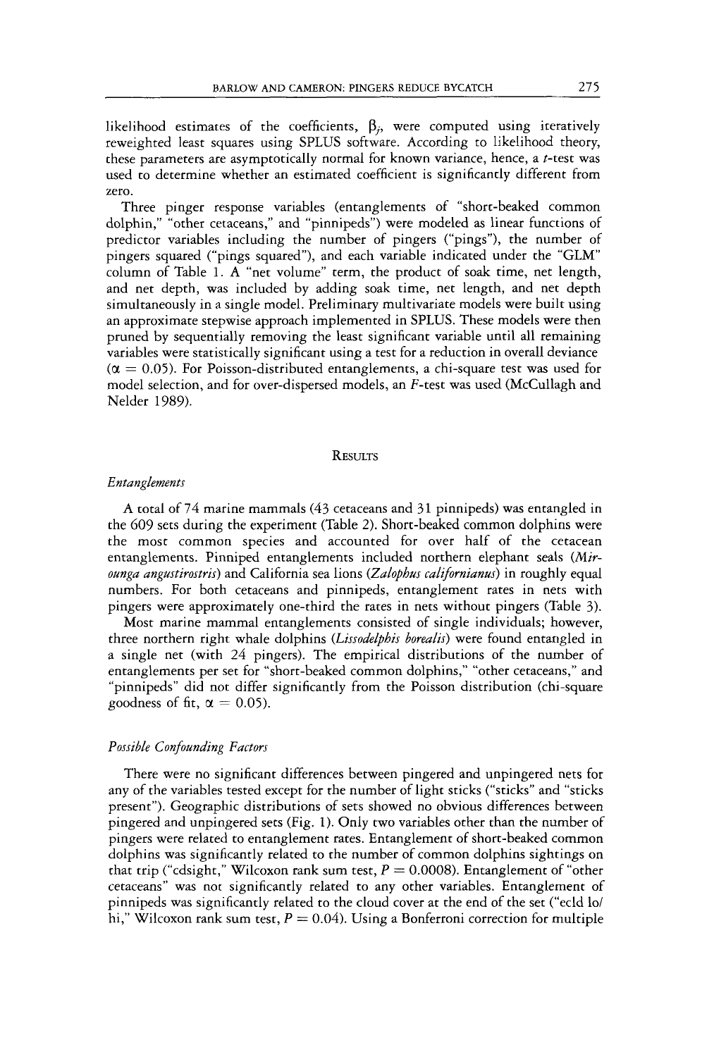likelihood estimates of the coefficients, $\beta_j$, were computed using iteratively reweighted least squares using SPLUS software. According to likelihood theory, these parameters are asymptotically normal for known variance, hence, a $t$-test was used to determine whether an estimated coefficient is significantly different from zero.

Three pinger response variables (entanglements of "short-beaked common dolphin," "other cetaceans," and "pinnipeds") were modeled as linear functions of predictor variables including the number of pingers ("pings"), the number of pingers squared ("pings squared"), and each variable indicated under the "GLM" column of Table 1. A "net volume" term, the product of soak time, net length, and net depth, was included by adding soak time, net length, and net depth simultaneously in a single model. Preliminary multivariate models were built using an approximate stepwise approach implemented in SPLUS. These models were then pruned by sequentially removing the least significant variable until all remaining variables were statistically significant using a test for a reduction in overall deviance ($\alpha = 0.05$). For Poisson-distributed entanglements, a chi-square test was used for model selection, and for over-dispersed models, an $F$-test was used (McCullagh and Nelder 1989).

## Results

### *Entanglements*

A total of 74 marine mammals (43 cetaceans and 31 pinnipeds) was entangled in the 609 sets during the experiment (Table 2). Short-beaked common dolphins were the most common species and accounted for over half of the cetacean entanglements. Pinniped entanglements included northern elephant seals (*Mirounga angustirostris*) and California sea lions (*Zalophus californianus*) in roughly equal numbers. For both cetaceans and pinnipeds, entanglement rates in nets with pingers were approximately one-third the rates in nets without pingers (Table 3).

Most marine mammal entanglements consisted of single individuals; however, three northern right whale dolphins (*Lissodelphis borealis*) were found entangled in a single net (with 24 pingers). The empirical distributions of the number of entanglements per set for "short-beaked common dolphins," "other cetaceans," and "pinnipeds" did not differ significantly from the Poisson distribution (chi-square goodness of fit, $\alpha = 0.05$).

### *Possible Confounding Factors*

There were no significant differences between pingered and unpingered nets for any of the variables tested except for the number of light sticks ("sticks" and "sticks present"). Geographic distributions of sets showed no obvious differences between pingered and unpingered sets (Fig. 1). Only two variables other than the number of pingers were related to entanglement rates. Entanglement of short-beaked common dolphins was significantly related to the number of common dolphins sightings on that trip ("cdsight," Wilcoxon rank sum test, $P = 0.0008$). Entanglement of "other cetaceans" was not significantly related to any other variables. Entanglement of pinnipeds was significantly related to the cloud cover at the end of the set ("ecld lo/hi," Wilcoxon rank sum test, $P = 0.04$). Using a Bonferroni correction for multiple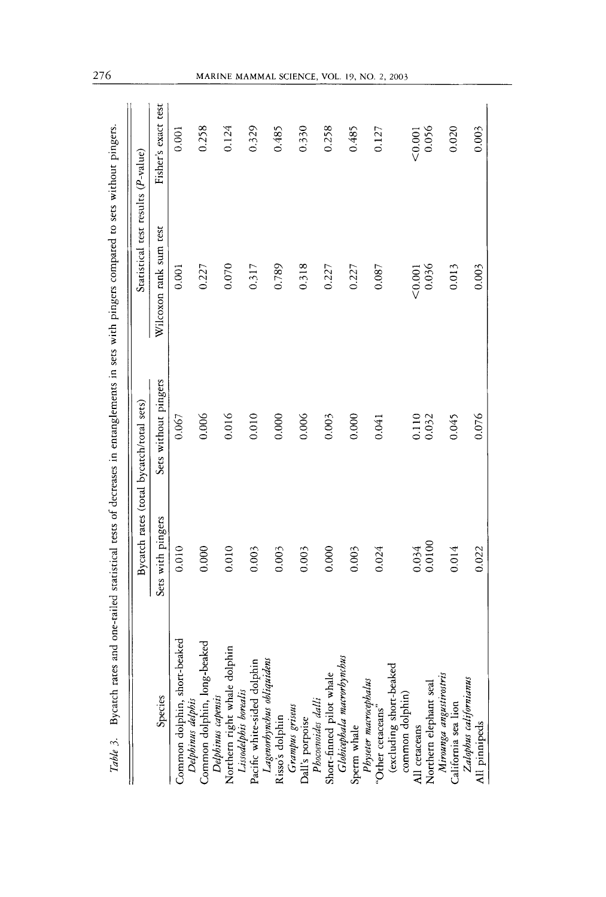*Table 3.* Bycatch rates and one-tailed statistical tests of decreases in entanglements in sets with pingers compared to sets without pingers.

| Species | Bycatch rates (total bycatch/total sets) | | Statistical test results (*P*-value) | |
|---|---|---|---|---|
| | Sets with pingers | Sets without pingers | Wilcoxon rank sum test | Fisher's exact test |
| Common dolphin, short-beaked *Delphinus delphis* | 0.010 | 0.067 | 0.001 | 0.001 |
| Common dolphin, long-beaked *Delphinus capensis* | 0.000 | 0.006 | 0.227 | 0.258 |
| Northern right whale dolphin *Lissodelphis borealis* | 0.010 | 0.016 | 0.070 | 0.124 |
| Pacific white-sided dolphin *Lagenorhynchus obliquidens* | 0.003 | 0.010 | 0.317 | 0.329 |
| Risso's dolphin *Grampus griseus* | 0.003 | 0.000 | 0.789 | 0.485 |
| Dall's porpoise *Phocoenoides dalli* | 0.003 | 0.006 | 0.318 | 0.330 |
| Short-finned pilot whale *Globicephala macrorhynchus* | 0.000 | 0.003 | 0.227 | 0.258 |
| Sperm whale *Physeter macrocephalus* | 0.003 | 0.000 | 0.227 | 0.485 |
| "Other cetaceans" (excluding short-beaked common dolphin) | 0.024 | 0.041 | 0.087 | 0.127 |
| All cetaceans | 0.034 | 0.110 | <0.001 | <0.001 |
| Northern elephant seal *Mirounga angustirostris* | 0.0100 | 0.032 | 0.036 | 0.056 |
| California sea lion *Zalophus californianus* | 0.014 | 0.045 | 0.013 | 0.020 |
| All pinnipeds | 0.022 | 0.076 | 0.003 | 0.003 |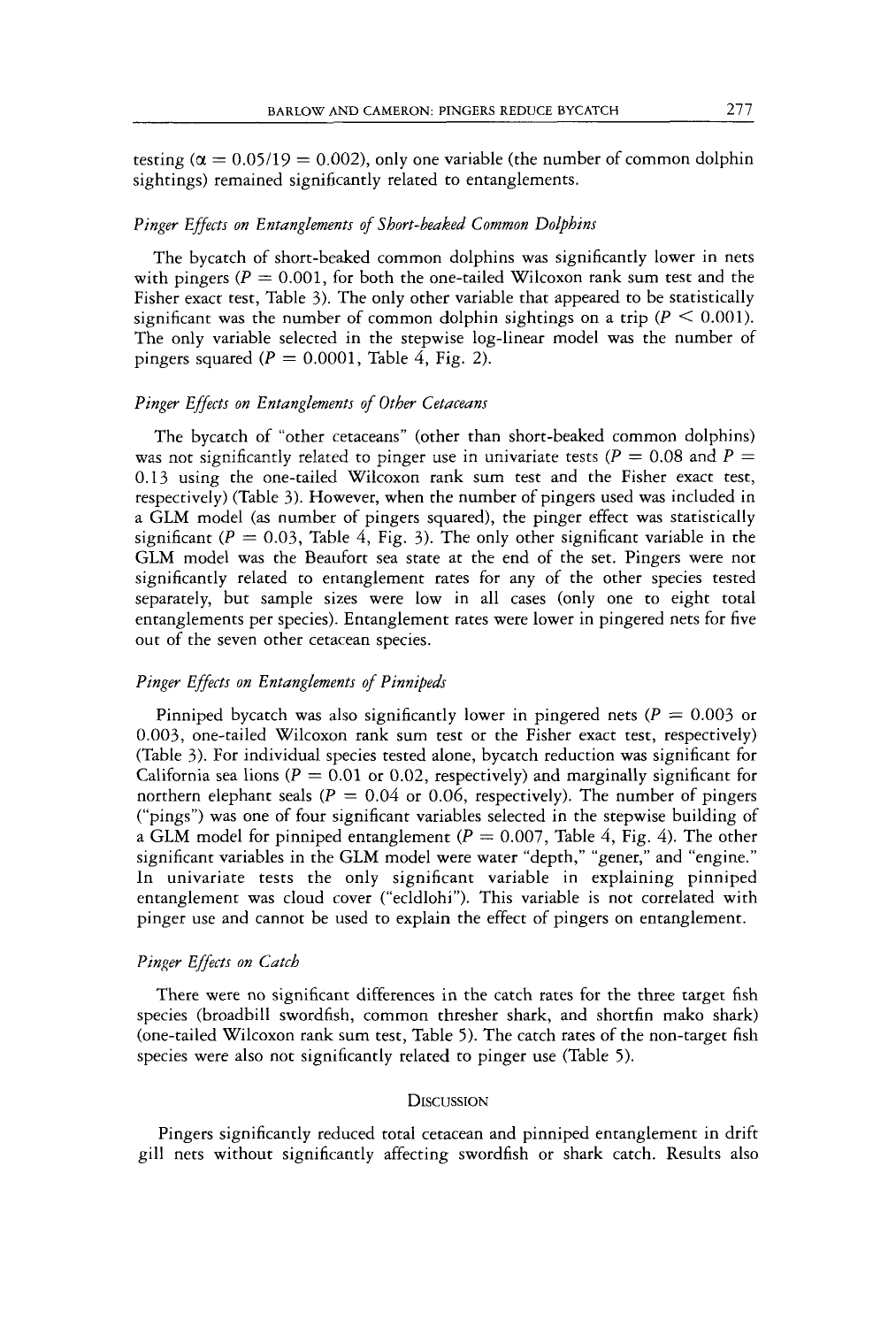testing ($\alpha = 0.05/19 = 0.002$), only one variable (the number of common dolphin sightings) remained significantly related to entanglements.

### *Pinger Effects on Entanglements of Short-beaked Common Dolphins*

The bycatch of short-beaked common dolphins was significantly lower in nets with pingers ($P = 0.001$, for both the one-tailed Wilcoxon rank sum test and the Fisher exact test, Table 3). The only other variable that appeared to be statistically significant was the number of common dolphin sightings on a trip ($P < 0.001$). The only variable selected in the stepwise log-linear model was the number of pingers squared ($P = 0.0001$, Table 4, Fig. 2).

### *Pinger Effects on Entanglements of Other Cetaceans*

The bycatch of "other cetaceans" (other than short-beaked common dolphins) was not significantly related to pinger use in univariate tests ($P = 0.08$ and $P = 0.13$ using the one-tailed Wilcoxon rank sum test and the Fisher exact test, respectively) (Table 3). However, when the number of pingers used was included in a GLM model (as number of pingers squared), the pinger effect was statistically significant ($P = 0.03$, Table 4, Fig. 3). The only other significant variable in the GLM model was the Beaufort sea state at the end of the set. Pingers were not significantly related to entanglement rates for any of the other species tested separately, but sample sizes were low in all cases (only one to eight total entanglements per species). Entanglement rates were lower in pingered nets for five out of the seven other cetacean species.

### *Pinger Effects on Entanglements of Pinnipeds*

Pinniped bycatch was also significantly lower in pingered nets ($P = 0.003$ or $0.003$, one-tailed Wilcoxon rank sum test or the Fisher exact test, respectively) (Table 3). For individual species tested alone, bycatch reduction was significant for California sea lions ($P = 0.01$ or $0.02$, respectively) and marginally significant for northern elephant seals ($P = 0.04$ or $0.06$, respectively). The number of pingers ("pings") was one of four significant variables selected in the stepwise building of a GLM model for pinniped entanglement ($P = 0.007$, Table 4, Fig. 4). The other significant variables in the GLM model were water "depth," "gener," and "engine." In univariate tests the only significant variable in explaining pinniped entanglement was cloud cover ("ecldlohi"). This variable is not correlated with pinger use and cannot be used to explain the effect of pingers on entanglement.

### *Pinger Effects on Catch*

There were no significant differences in the catch rates for the three target fish species (broadbill swordfish, common thresher shark, and shortfin mako shark) (one-tailed Wilcoxon rank sum test, Table 5). The catch rates of the non-target fish species were also not significantly related to pinger use (Table 5).

## Discussion

Pingers significantly reduced total cetacean and pinniped entanglement in drift gill nets without significantly affecting swordfish or shark catch. Results also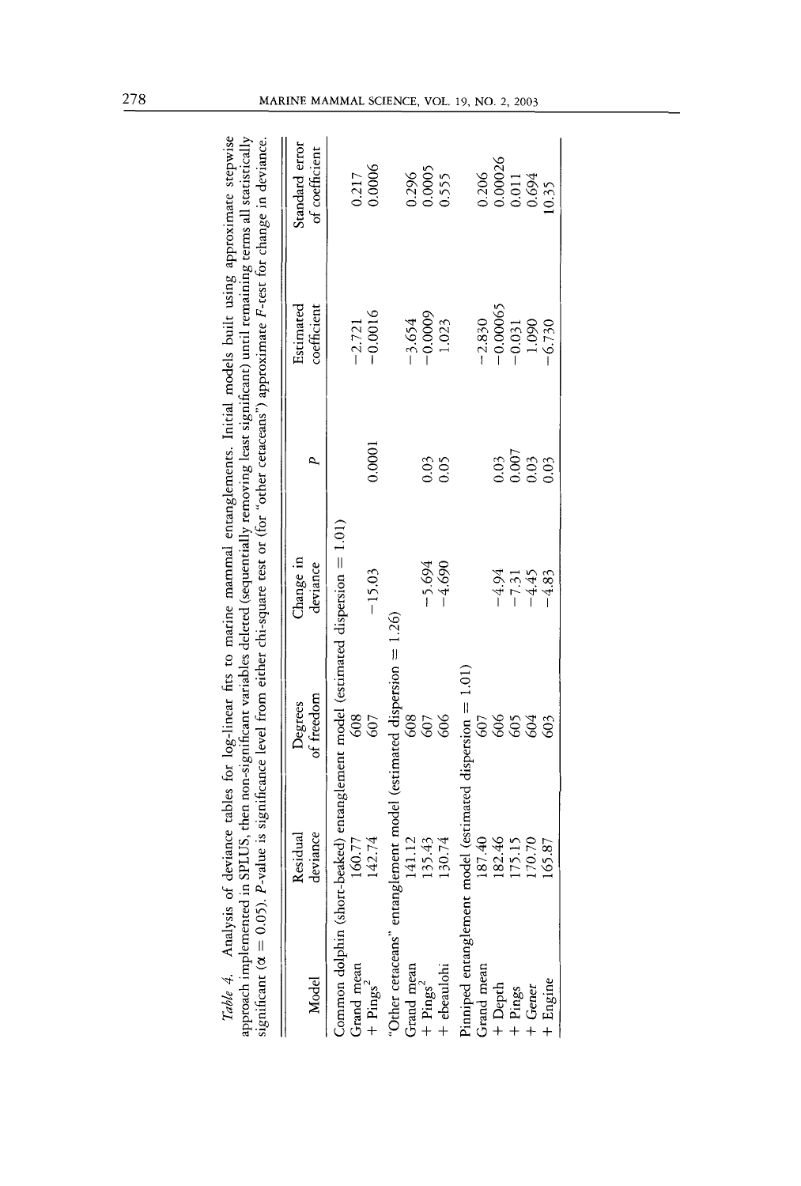*Table 4.* Analysis of deviance tables for log-linear fits to marine mammal entanglements. Initial models built using approximate stepwise approach implemented in SPLUS, then non-significant variables deleted (sequentially removing least significant) until remaining terms all statistically significant ($\alpha = 0.05$). $P$-value is significance level from either chi-square test or (for "other cetaceans") approximate $F$-test for change in deviance.

| Model | Residual deviance | Degrees of freedom | Change in deviance | $P$ | Estimated coefficient | Standard error of coefficient |
|---|---|---|---|---|---|---|
| Common dolphin (short-beaked) entanglement model (estimated dispersion = 1.01) | | | | | | |
| Grand mean | 160.77 | 608 | | | −2.721 | 0.217 |
| + Pings$^2$ | 142.74 | 607 | −15.03 | 0.0001 | −0.0016 | 0.0006 |
| "Other cetaceans" entanglement model (estimated dispersion = 1.26) | | | | | | |
| Grand mean | 141.12 | 608 | | | −3.654 | 0.296 |
| + Pings$^2$ | 135.43 | 607 | −5.694 | 0.03 | −0.0009 | 0.0005 |
| + ebeaulohi | 130.74 | 606 | −4.690 | 0.05 | 1.023 | 0.555 |
| Pinniped entanglement model (estimated dispersion = 1.01) | | | | | | |
| Grand mean | 187.40 | 607 | | | −2.830 | 0.206 |
| + Depth | 182.46 | 606 | −4.94 | 0.03 | −0.00065 | 0.00026 |
| + Pings | 175.15 | 605 | −7.31 | 0.007 | −0.031 | 0.011 |
| + Gener | 170.70 | 604 | −4.45 | 0.03 | 1.090 | 0.694 |
| + Engine | 165.87 | 603 | −4.83 | 0.03 | −6.730 | 10.35 |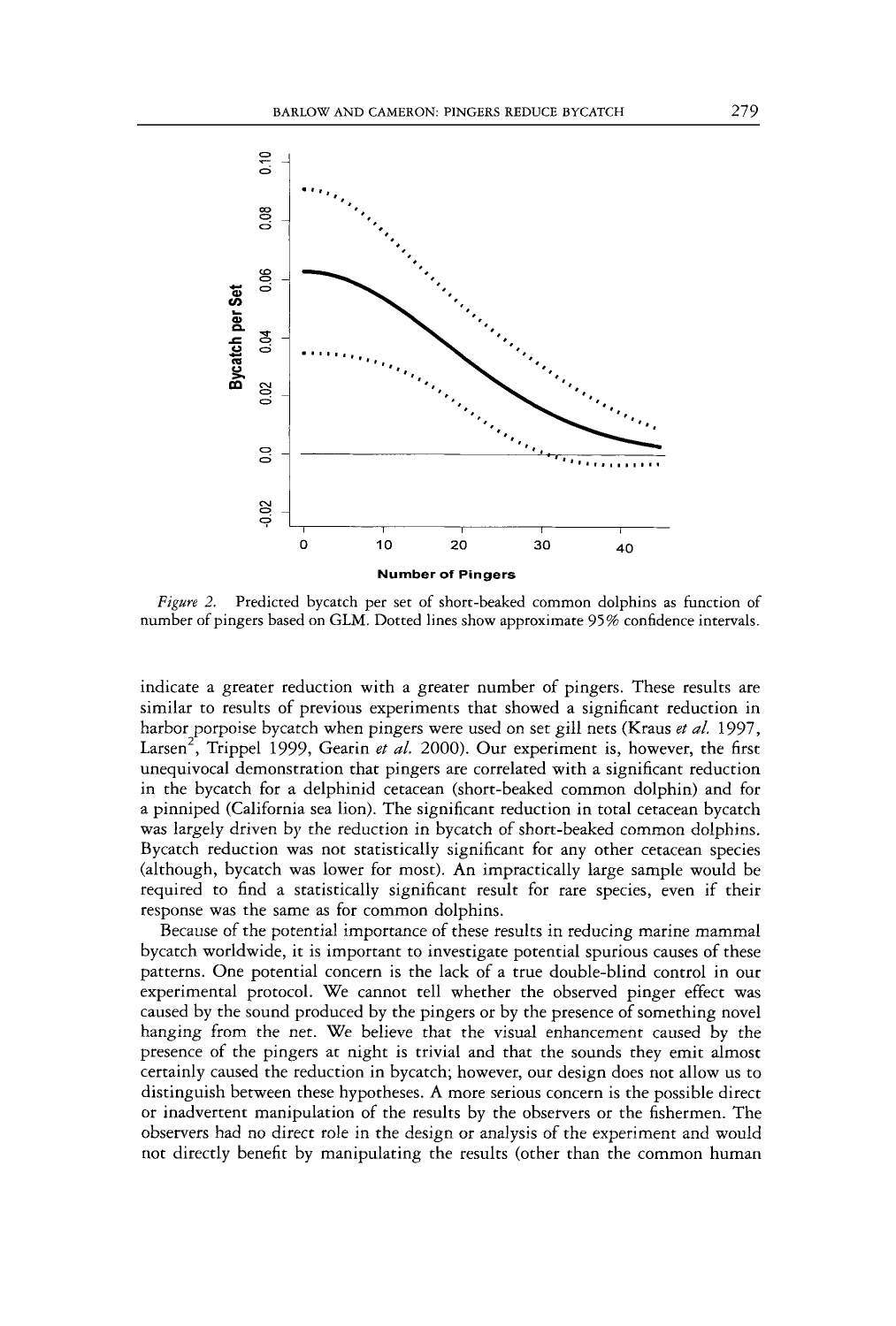*Figure 2.* Predicted bycatch per set of short-beaked common dolphins as function of number of pingers based on GLM. Dotted lines show approximate 95% confidence intervals.

indicate a greater reduction with a greater number of pingers. These results are similar to results of previous experiments that showed a significant reduction in harbor porpoise bycatch when pingers were used on set gill nets (Kraus *et al.* 1997, Larsen[2], Trippel 1999, Gearin *et al.* 2000). Our experiment is, however, the first unequivocal demonstration that pingers are correlated with a significant reduction in the bycatch for a delphinid cetacean (short-beaked common dolphin) and for a pinniped (California sea lion). The significant reduction in total cetacean bycatch was largely driven by the reduction in bycatch of short-beaked common dolphins. Bycatch reduction was not statistically significant for any other cetacean species (although, bycatch was lower for most). An impractically large sample would be required to find a statistically significant result for rare species, even if their response was the same as for common dolphins.

Because of the potential importance of these results in reducing marine mammal bycatch worldwide, it is important to investigate potential spurious causes of these patterns. One potential concern is the lack of a true double-blind control in our experimental protocol. We cannot tell whether the observed pinger effect was caused by the sound produced by the pingers or by the presence of something novel hanging from the net. We believe that the visual enhancement caused by the presence of the pingers at night is trivial and that the sounds they emit almost certainly caused the reduction in bycatch; however, our design does not allow us to distinguish between these hypotheses. A more serious concern is the possible direct or inadvertent manipulation of the results by the observers or the fishermen. The observers had no direct role in the design or analysis of the experiment and would not directly benefit by manipulating the results (other than the common human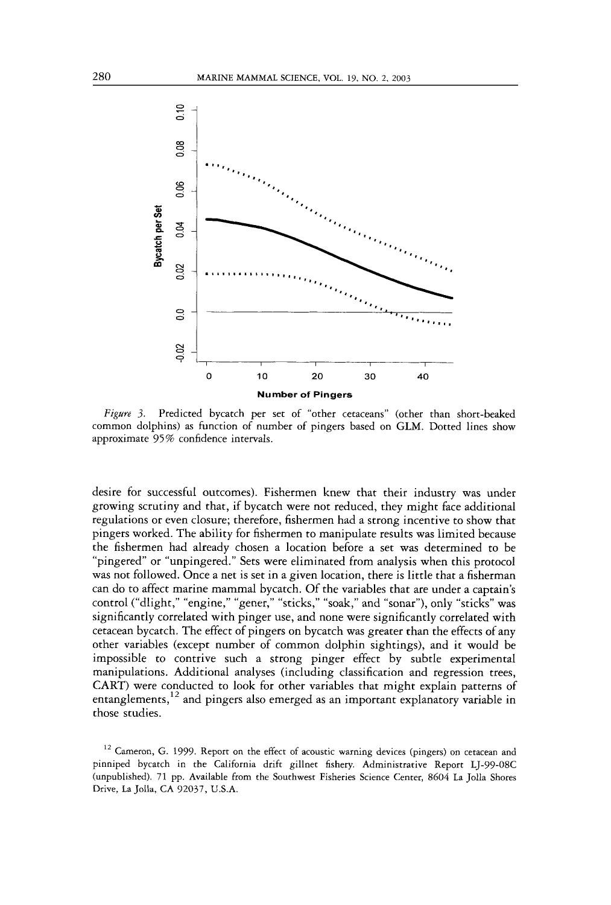*Figure 3.* Predicted bycatch per set of "other cetaceans" (other than short-beaked common dolphins) as function of number of pingers based on GLM. Dotted lines show approximate 95% confidence intervals.

desire for successful outcomes). Fishermen knew that their industry was under growing scrutiny and that, if bycatch were not reduced, they might face additional regulations or even closure; therefore, fishermen had a strong incentive to show that pingers worked. The ability for fishermen to manipulate results was limited because the fishermen had already chosen a location before a set was determined to be "pingered" or "unpingered." Sets were eliminated from analysis when this protocol was not followed. Once a net is set in a given location, there is little that a fisherman can do to affect marine mammal bycatch. Of the variables that are under a captain's control ("dlight," "engine," "gener," "sticks," "soak," and "sonar"), only "sticks" was significantly correlated with pinger use, and none were significantly correlated with cetacean bycatch. The effect of pingers on bycatch was greater than the effects of any other variables (except number of common dolphin sightings), and it would be impossible to contrive such a strong pinger effect by subtle experimental manipulations. Additional analyses (including classification and regression trees, CART) were conducted to look for other variables that might explain patterns of entanglements,[12] and pingers also emerged as an important explanatory variable in those studies.

[12] Cameron, G. 1999. Report on the effect of acoustic warning devices (pingers) on cetacean and pinniped bycatch in the California drift gillnet fishery. Administrative Report LJ-99-08C (unpublished). 71 pp. Available from the Southwest Fisheries Science Center, 8604 La Jolla Shores Drive, La Jolla, CA 92037, U.S.A.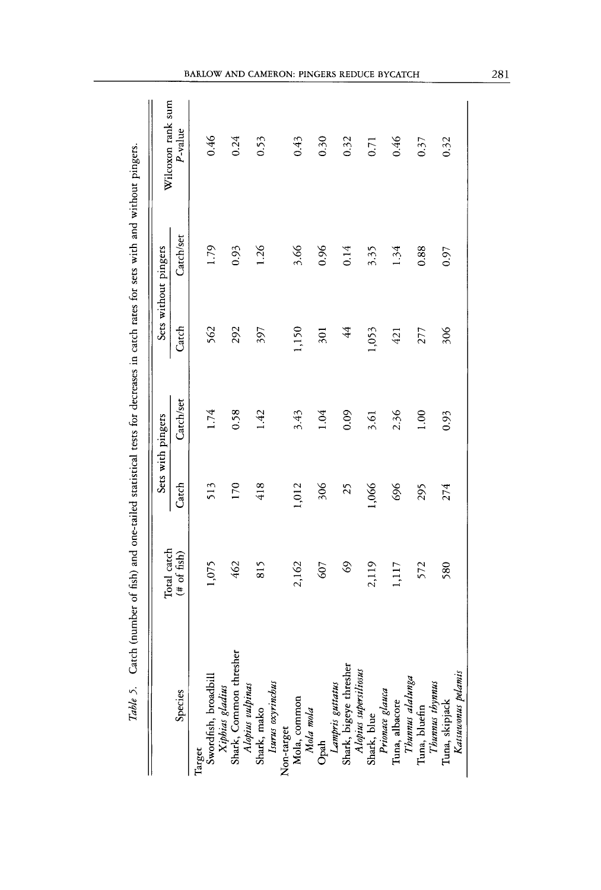*Table 5.* Catch (number of fish) and one-tailed statistical tests for decreases in catch rates for sets with and without pingers.

| Species | Total catch (# of fish) | Sets with pingers | | Sets without pingers | | Wilcoxon rank sum |
|---|---|---|---|---|---|---|
| | | Catch | Catch/set | Catch | Catch/set | *P*-value |
| Target | | | | | | |
| Swordfish, broadbill *Xiphias gladius* | 1,075 | 513 | 1.74 | 562 | 1.79 | 0.46 |
| Shark, Common thresher *Alopius vulpinas* | 462 | 170 | 0.58 | 292 | 0.93 | 0.24 |
| Shark, mako *Isurus oxyrinchus* | 815 | 418 | 1.42 | 397 | 1.26 | 0.53 |
| Non-target | | | | | | |
| Mola, common *Mola mola* | 2,162 | 1,012 | 3.43 | 1,150 | 3.66 | 0.43 |
| Opah *Lampris guttatus* | 607 | 306 | 1.04 | 301 | 0.96 | 0.30 |
| Shark, bigeye thresher *Alopius supersiliosus* | 69 | 25 | 0.09 | 44 | 0.14 | 0.32 |
| Shark, blue *Prionace glauca* | 2,119 | 1,066 | 3.61 | 1,053 | 3.35 | 0.71 |
| Tuna, albacore *Thunnus alalunga* | 1,117 | 696 | 2.36 | 421 | 1.34 | 0.46 |
| Tuna, bluefin *Thunnus thynnus* | 572 | 295 | 1.00 | 277 | 0.88 | 0.37 |
| Tuna, skipjack *Katsuwonus pelamis* | 580 | 274 | 0.93 | 306 | 0.97 | 0.32 |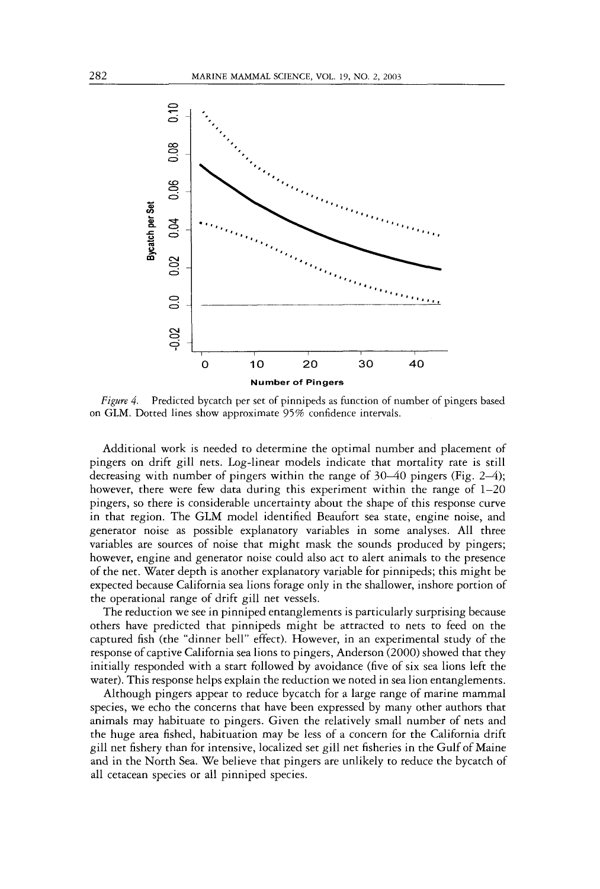*Figure 4.* Predicted bycatch per set of pinnipeds as function of number of pingers based on GLM. Dotted lines show approximate 95% confidence intervals.

Additional work is needed to determine the optimal number and placement of pingers on drift gill nets. Log-linear models indicate that mortality rate is still decreasing with number of pingers within the range of 30–40 pingers (Fig. 2–4); however, there were few data during this experiment within the range of 1–20 pingers, so there is considerable uncertainty about the shape of this response curve in that region. The GLM model identified Beaufort sea state, engine noise, and generator noise as possible explanatory variables in some analyses. All three variables are sources of noise that might mask the sounds produced by pingers; however, engine and generator noise could also act to alert animals to the presence of the net. Water depth is another explanatory variable for pinnipeds; this might be expected because California sea lions forage only in the shallower, inshore portion of the operational range of drift gill net vessels.

The reduction we see in pinniped entanglements is particularly surprising because others have predicted that pinnipeds might be attracted to nets to feed on the captured fish (the "dinner bell" effect). However, in an experimental study of the response of captive California sea lions to pingers, Anderson (2000) showed that they initially responded with a start followed by avoidance (five of six sea lions left the water). This response helps explain the reduction we noted in sea lion entanglements.

Although pingers appear to reduce bycatch for a large range of marine mammal species, we echo the concerns that have been expressed by many other authors that animals may habituate to pingers. Given the relatively small number of nets and the huge area fished, habituation may be less of a concern for the California drift gill net fishery than for intensive, localized set gill net fisheries in the Gulf of Maine and in the North Sea. We believe that pingers are unlikely to reduce the bycatch of all cetacean species or all pinniped species.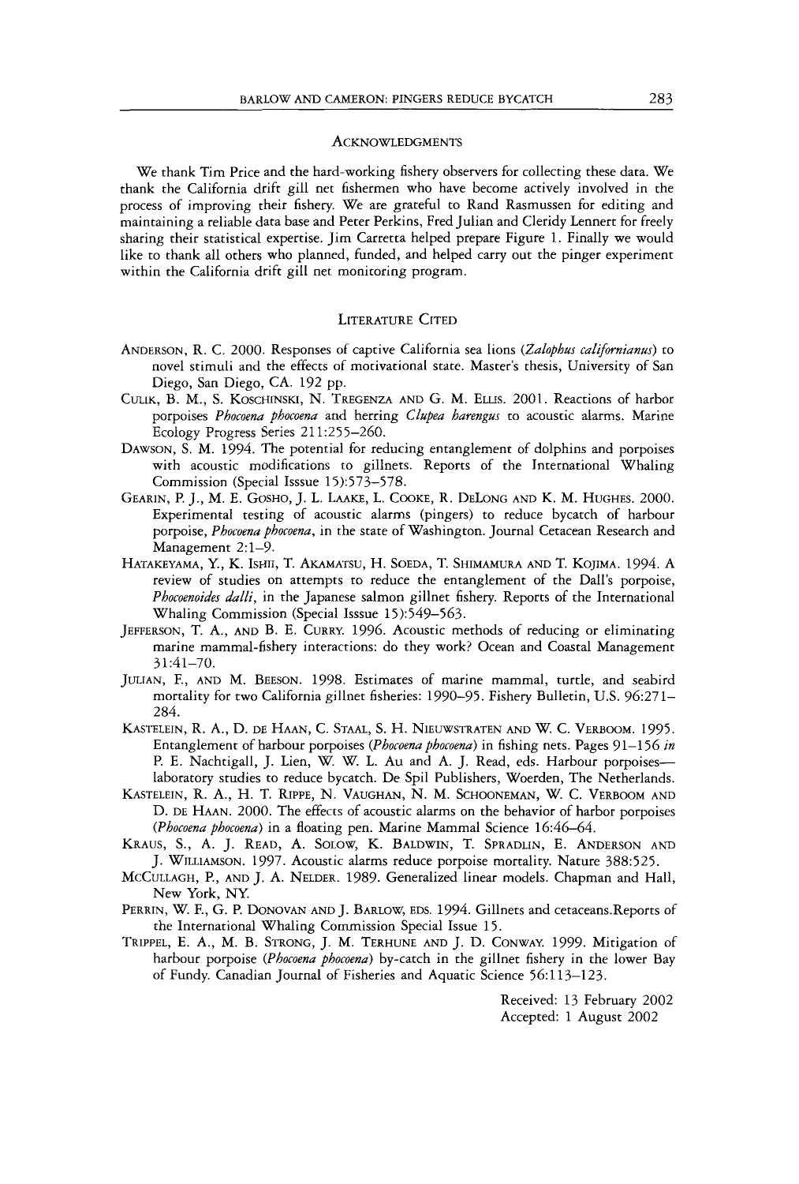## Acknowledgments

We thank Tim Price and the hard-working fishery observers for collecting these data. We thank the California drift gill net fishermen who have become actively involved in the process of improving their fishery. We are grateful to Rand Rasmussen for editing and maintaining a reliable data base and Peter Perkins, Fred Julian and Cleridy Lennert for freely sharing their statistical expertise. Jim Carretta helped prepare Figure 1. Finally we would like to thank all others who planned, funded, and helped carry out the pinger experiment within the California drift gill net monitoring program.

## Literature Cited

Anderson, R. C. 2000. Responses of captive California sea lions (*Zalophus californianus*) to novel stimuli and the effects of motivational state. Master's thesis, University of San Diego, San Diego, CA. 192 pp.

Culik, B. M., S. Koschinski, N. Tregenza and G. M. Ellis. 2001. Reactions of harbor porpoises *Phocoena phocoena* and herring *Clupea harengus* to acoustic alarms. Marine Ecology Progress Series 211:255–260.

Dawson, S. M. 1994. The potential for reducing entanglement of dolphins and porpoises with acoustic modifications to gillnets. Reports of the International Whaling Commission (Special Isssue 15):573–578.

Gearin, P. J., M. E. Gosho, J. L. Laake, L. Cooke, R. DeLong and K. M. Hughes. 2000. Experimental testing of acoustic alarms (pingers) to reduce bycatch of harbour porpoise, *Phocoena phocoena*, in the state of Washington. Journal Cetacean Research and Management 2:1–9.

Hatakeyama, Y., K. Ishii, T. Akamatsu, H. Soeda, T. Shimamura and T. Kojima. 1994. A review of studies on attempts to reduce the entanglement of the Dall's porpoise, *Phocoenoides dalli*, in the Japanese salmon gillnet fishery. Reports of the International Whaling Commission (Special Isssue 15):549–563.

Jefferson, T. A., and B. E. Curry. 1996. Acoustic methods of reducing or eliminating marine mammal-fishery interactions: do they work? Ocean and Coastal Management 31:41–70.

Julian, F., and M. Beeson. 1998. Estimates of marine mammal, turtle, and seabird mortality for two California gillnet fisheries: 1990–95. Fishery Bulletin, U.S. 96:271–284.

Kastelein, R. A., D. de Haan, C. Staal, S. H. Nieuwstraten and W. C. Verboom. 1995. Entanglement of harbour porpoises (*Phocoena phocoena*) in fishing nets. Pages 91–156 *in* P. E. Nachtigall, J. Lien, W. W. L. Au and A. J. Read, eds. Harbour porpoises—laboratory studies to reduce bycatch. De Spil Publishers, Woerden, The Netherlands.

Kastelein, R. A., H. T. Rippe, N. Vaughan, N. M. Schooneman, W. C. Verboom and D. de Haan. 2000. The effects of acoustic alarms on the behavior of harbor porpoises (*Phocoena phocoena*) in a floating pen. Marine Mammal Science 16:46–64.

Kraus, S., A. J. Read, A. Solow, K. Baldwin, T. Spradlin, E. Anderson and J. Williamson. 1997. Acoustic alarms reduce porpoise mortality. Nature 388:525.

McCullagh, P., and J. A. Nelder. 1989. Generalized linear models. Chapman and Hall, New York, NY.

Perrin, W. F., G. P. Donovan and J. Barlow, eds. 1994. Gillnets and cetaceans.Reports of the International Whaling Commission Special Issue 15.

Trippel, E. A., M. B. Strong, J. M. Terhune and J. D. Conway. 1999. Mitigation of harbour porpoise (*Phocoena phocoena*) by-catch in the gillnet fishery in the lower Bay of Fundy. Canadian Journal of Fisheries and Aquatic Science 56:113–123.

Received: 13 February 2002
Accepted: 1 August 2002